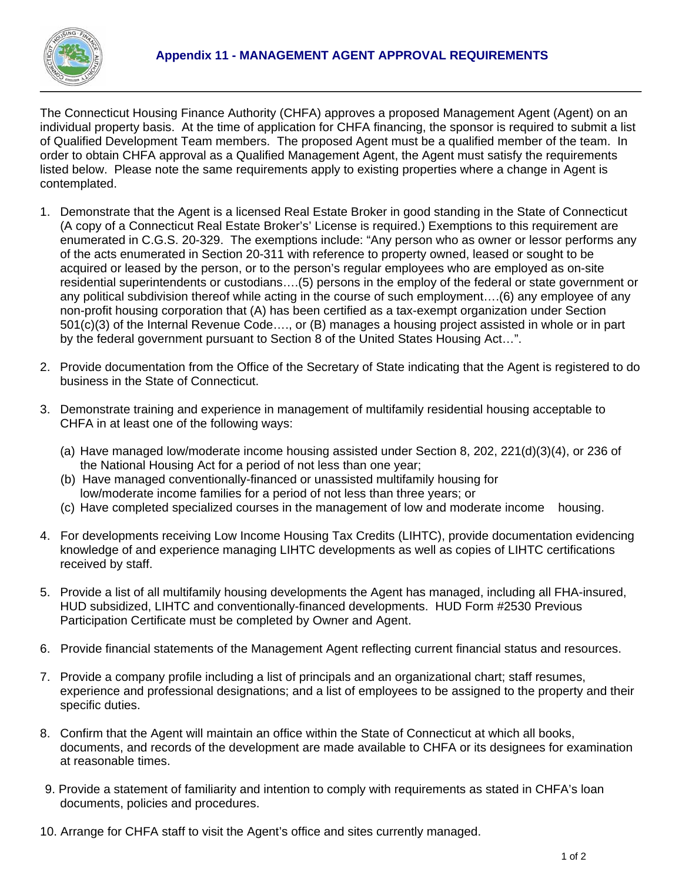# Appendix 11 - MANAGEMENT AGENT APPROVAL REQUIREMENTS

The Connecticut Housing Finance Authority (CHFA) approves a proposed Management Agent (Agent) on an individual property basis. At the time of application for CHFA financing, the sponsor is required to submit a list of Qualified Development Team members. The proposed Agent must be a qualified member of the team. In order to obtain CHFA approval as a Qualified Management Agent, the Agent must satisfy the requirements listed below. Please note the same requirements apply to existing properties where a change in Agent is contemplated.

1. Demonstrate that the Agent is a licensed Real Estate Broker in good standing in the State of Connecticut (A copy of a Connecticut Real Estate Broker's' License is required.) Exemptions to this requirement are enumerated in C.G.S. 20-329. The exemptions include: "Any person who as owner or lessor performs any of the acts enumerated in Section 20-311 with reference to property owned, leased or sought to be acquired or leased by the person, or to the person's regular employees who are employed as on-site residential superintendents or custodians….(5) persons in the employ of the federal or state government or any political subdivision thereof while acting in the course of such employment….(6) any employee of any non-profit housing corporation that (A) has been certified as a tax-exempt organization under Section 501(c)(3) of the Internal Revenue Code…., or (B) manages a housing project assisted in whole or in part by the federal government pursuant to Section 8 of the United States Housing Act…".

2. Provide documentation from the Office of the Secretary of State indicating that the Agent is registered to do business in the State of Connecticut.

3. Demonstrate training and experience in management of multifamily residential housing acceptable to CHFA in at least one of the following ways:

   (a) Have managed low/moderate income housing assisted under Section 8, 202, 221(d)(3)(4), or 236 of the National Housing Act for a period of not less than one year;
   (b) Have managed conventionally-financed or unassisted multifamily housing for low/moderate income families for a period of not less than three years; or
   (c) Have completed specialized courses in the management of low and moderate income housing.

4. For developments receiving Low Income Housing Tax Credits (LIHTC), provide documentation evidencing knowledge of and experience managing LIHTC developments as well as copies of LIHTC certifications received by staff.

5. Provide a list of all multifamily housing developments the Agent has managed, including all FHA-insured, HUD subsidized, LIHTC and conventionally-financed developments. HUD Form #2530 Previous Participation Certificate must be completed by Owner and Agent.

6. Provide financial statements of the Management Agent reflecting current financial status and resources.

7. Provide a company profile including a list of principals and an organizational chart; staff resumes, experience and professional designations; and a list of employees to be assigned to the property and their specific duties.

8. Confirm that the Agent will maintain an office within the State of Connecticut at which all books, documents, and records of the development are made available to CHFA or its designees for examination at reasonable times.

9. Provide a statement of familiarity and intention to comply with requirements as stated in CHFA's loan documents, policies and procedures.

10. Arrange for CHFA staff to visit the Agent's office and sites currently managed.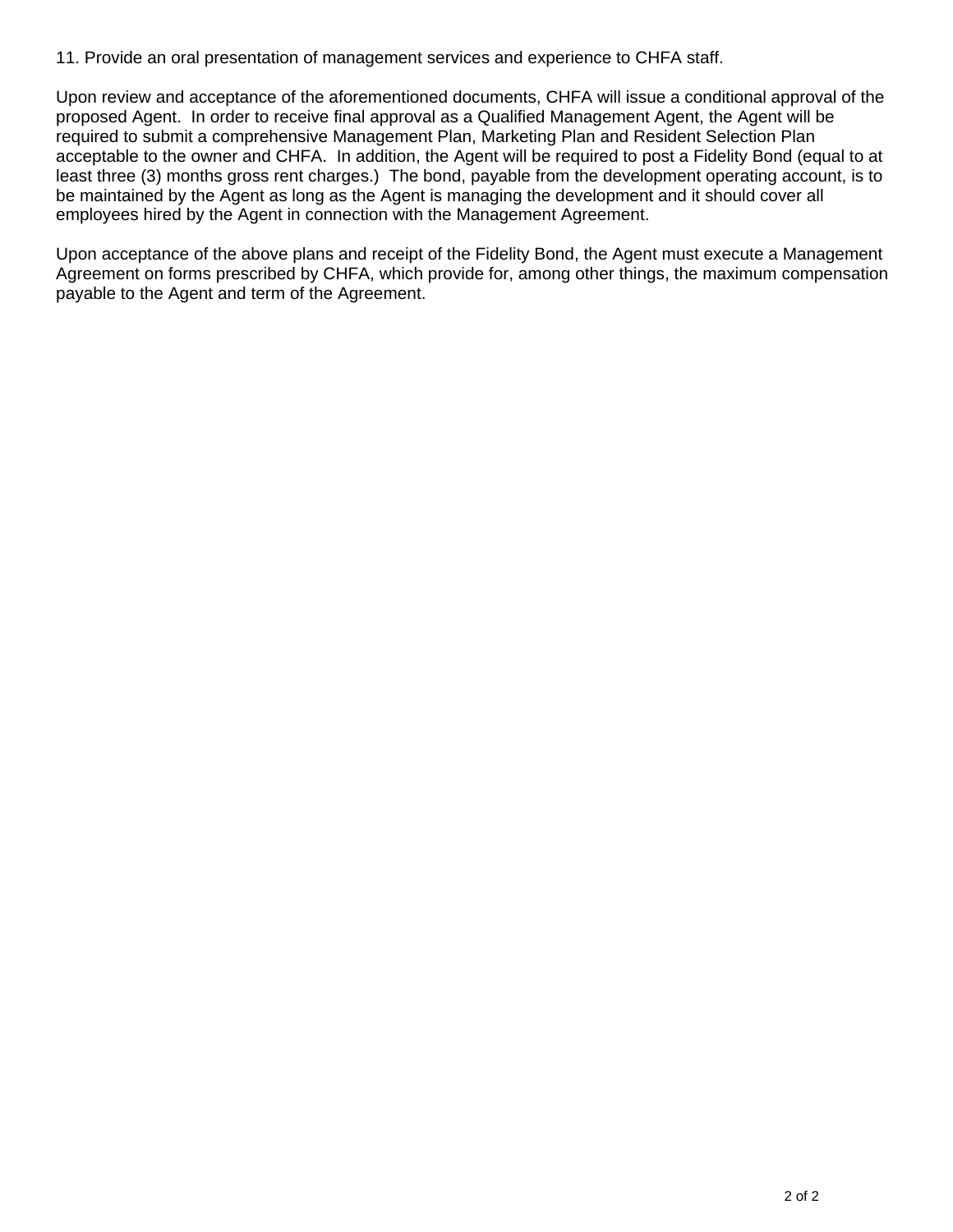11. Provide an oral presentation of management services and experience to CHFA staff.

Upon review and acceptance of the aforementioned documents, CHFA will issue a conditional approval of the proposed Agent. In order to receive final approval as a Qualified Management Agent, the Agent will be required to submit a comprehensive Management Plan, Marketing Plan and Resident Selection Plan acceptable to the owner and CHFA. In addition, the Agent will be required to post a Fidelity Bond (equal to at least three (3) months gross rent charges.) The bond, payable from the development operating account, is to be maintained by the Agent as long as the Agent is managing the development and it should cover all employees hired by the Agent in connection with the Management Agreement.

Upon acceptance of the above plans and receipt of the Fidelity Bond, the Agent must execute a Management Agreement on forms prescribed by CHFA, which provide for, among other things, the maximum compensation payable to the Agent and term of the Agreement.